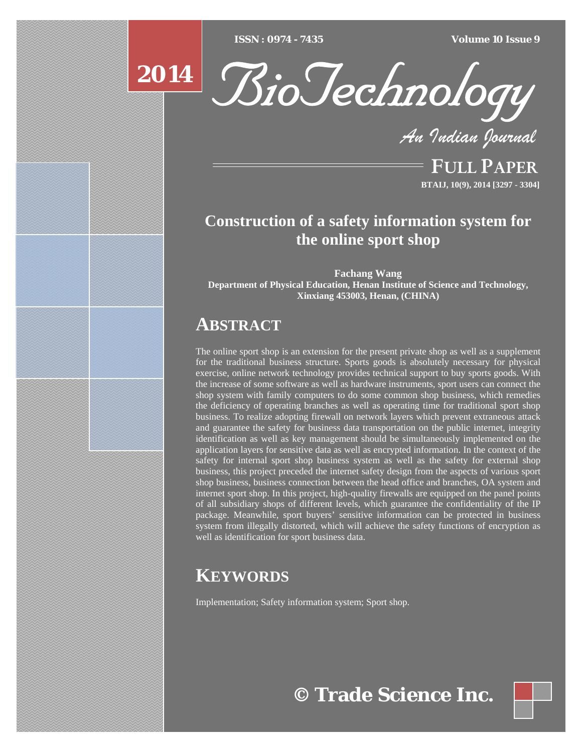# Construction of a safety information system for the online sport shop

**Fachang Wang**
**Department of Physical Education, Henan Institute of Science and Technology, Xinxiang 453003, Henan, (CHINA)**

## ABSTRACT

The online sport shop is an extension for the present private shop as well as a supplement for the traditional business structure. Sports goods is absolutely necessary for physical exercise, online network technology provides technical support to buy sports goods. With the increase of some software as well as hardware instruments, sport users can connect the shop system with family computers to do some common shop business, which remedies the deficiency of operating branches as well as operating time for traditional sport shop business. To realize adopting firewall on network layers which prevent extraneous attack and guarantee the safety for business data transportation on the public internet, integrity identification as well as key management should be simultaneously implemented on the application layers for sensitive data as well as encrypted information. In the context of the safety for internal sport shop business system as well as the safety for external shop business, this project preceded the internet safety design from the aspects of various sport shop business, business connection between the head office and branches, OA system and internet sport shop. In this project, high-quality firewalls are equipped on the panel points of all subsidiary shops of different levels, which guarantee the confidentiality of the IP package. Meanwhile, sport buyers' sensitive information can be protected in business system from illegally distorted, which will achieve the safety functions of encryption as well as identification for sport business data.

## KEYWORDS

Implementation; Safety information system; Sport shop.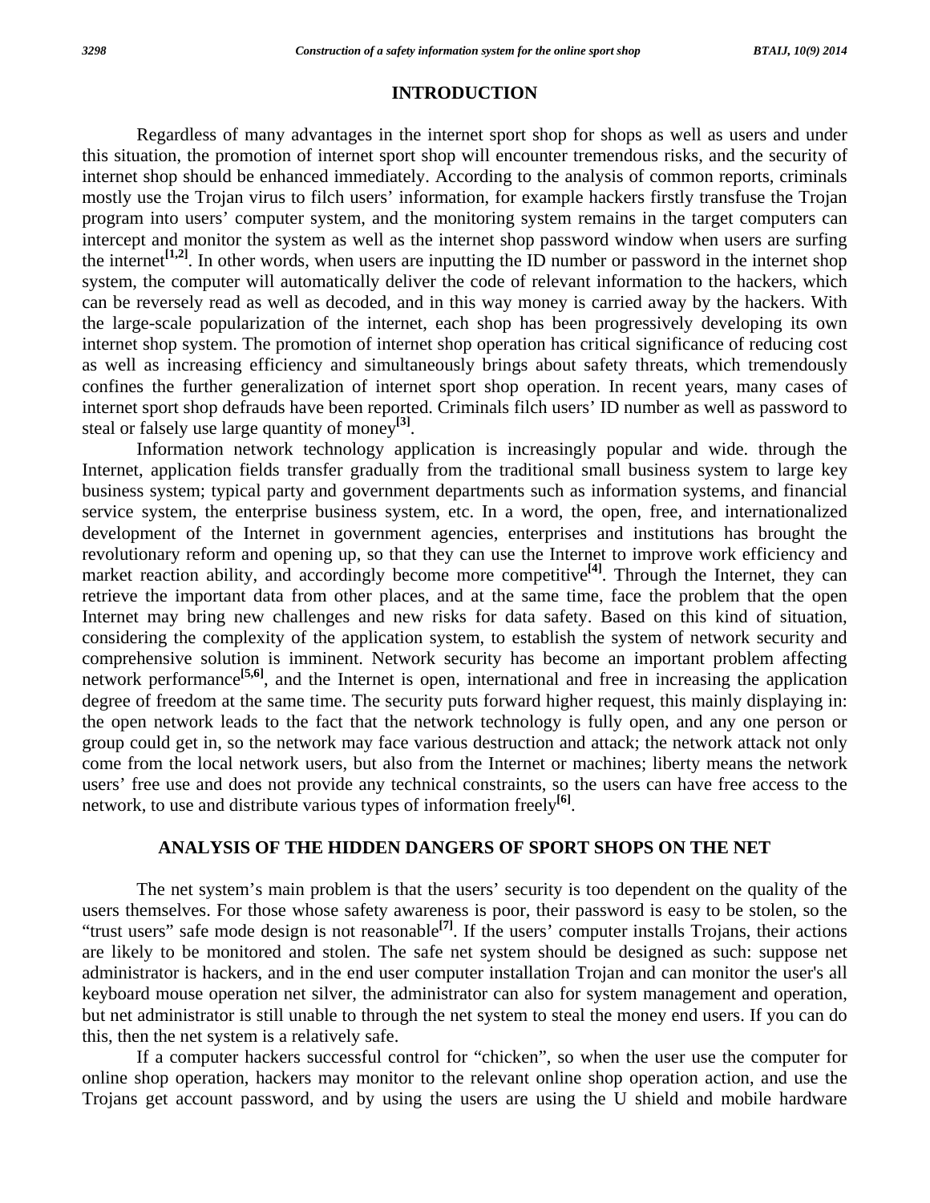## INTRODUCTION

Regardless of many advantages in the internet sport shop for shops as well as users and under this situation, the promotion of internet sport shop will encounter tremendous risks, and the security of internet shop should be enhanced immediately. According to the analysis of common reports, criminals mostly use the Trojan virus to filch users' information, for example hackers firstly transfuse the Trojan program into users' computer system, and the monitoring system remains in the target computers can intercept and monitor the system as well as the internet shop password window when users are surfing the internet[1,2]. In other words, when users are inputting the ID number or password in the internet shop system, the computer will automatically deliver the code of relevant information to the hackers, which can be reversely read as well as decoded, and in this way money is carried away by the hackers. With the large-scale popularization of the internet, each shop has been progressively developing its own internet shop system. The promotion of internet shop operation has critical significance of reducing cost as well as increasing efficiency and simultaneously brings about safety threats, which tremendously confines the further generalization of internet sport shop operation. In recent years, many cases of internet sport shop defrauds have been reported. Criminals filch users' ID number as well as password to steal or falsely use large quantity of money[3].

Information network technology application is increasingly popular and wide. through the Internet, application fields transfer gradually from the traditional small business system to large key business system; typical party and government departments such as information systems, and financial service system, the enterprise business system, etc. In a word, the open, free, and internationalized development of the Internet in government agencies, enterprises and institutions has brought the revolutionary reform and opening up, so that they can use the Internet to improve work efficiency and market reaction ability, and accordingly become more competitive[4]. Through the Internet, they can retrieve the important data from other places, and at the same time, face the problem that the open Internet may bring new challenges and new risks for data safety. Based on this kind of situation, considering the complexity of the application system, to establish the system of network security and comprehensive solution is imminent. Network security has become an important problem affecting network performance[5,6], and the Internet is open, international and free in increasing the application degree of freedom at the same time. The security puts forward higher request, this mainly displaying in: the open network leads to the fact that the network technology is fully open, and any one person or group could get in, so the network may face various destruction and attack; the network attack not only come from the local network users, but also from the Internet or machines; liberty means the network users' free use and does not provide any technical constraints, so the users can have free access to the network, to use and distribute various types of information freely[6].

## ANALYSIS OF THE HIDDEN DANGERS OF SPORT SHOPS ON THE NET

The net system's main problem is that the users' security is too dependent on the quality of the users themselves. For those whose safety awareness is poor, their password is easy to be stolen, so the "trust users" safe mode design is not reasonable[7]. If the users' computer installs Trojans, their actions are likely to be monitored and stolen. The safe net system should be designed as such: suppose net administrator is hackers, and in the end user computer installation Trojan and can monitor the user's all keyboard mouse operation net silver, the administrator can also for system management and operation, but net administrator is still unable to through the net system to steal the money end users. If you can do this, then the net system is a relatively safe.

If a computer hackers successful control for "chicken", so when the user use the computer for online shop operation, hackers may monitor to the relevant online shop operation action, and use the Trojans get account password, and by using the users are using the U shield and mobile hardware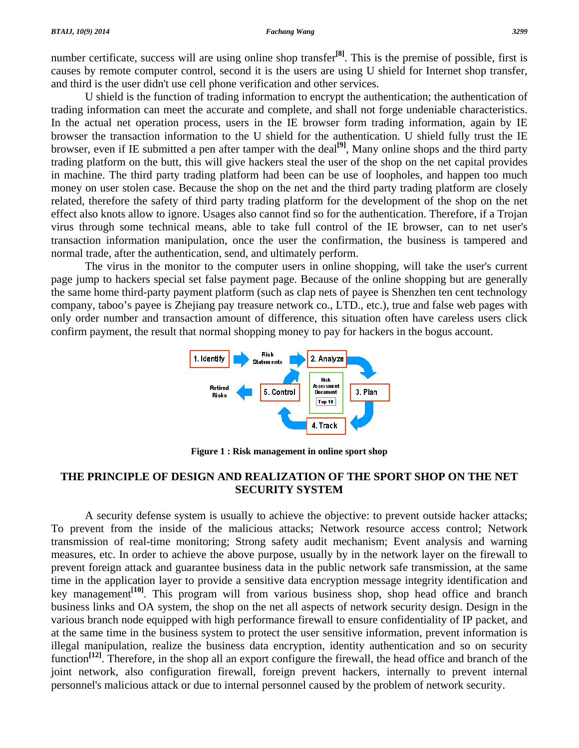number certificate, success will are using online shop transfer[8]. This is the premise of possible, first is causes by remote computer control, second it is the users are using U shield for Internet shop transfer, and third is the user didn't use cell phone verification and other services.

U shield is the function of trading information to encrypt the authentication; the authentication of trading information can meet the accurate and complete, and shall not forge undeniable characteristics. In the actual net operation process, users in the IE browser form trading information, again by IE browser the transaction information to the U shield for the authentication. U shield fully trust the IE browser, even if IE submitted a pen after tamper with the deal[9], Many online shops and the third party trading platform on the butt, this will give hackers steal the user of the shop on the net capital provides in machine. The third party trading platform had been can be use of loopholes, and happen too much money on user stolen case. Because the shop on the net and the third party trading platform are closely related, therefore the safety of third party trading platform for the development of the shop on the net effect also knots allow to ignore. Usages also cannot find so for the authentication. Therefore, if a Trojan virus through some technical means, able to take full control of the IE browser, can to net user's transaction information manipulation, once the user the confirmation, the business is tampered and normal trade, after the authentication, send, and ultimately perform.

The virus in the monitor to the computer users in online shopping, will take the user's current page jump to hackers special set false payment page. Because of the online shopping but are generally the same home third-party payment platform (such as clap nets of payee is Shenzhen ten cent technology company, taboo's payee is Zhejiang pay treasure network co., LTD., etc.), true and false web pages with only order number and transaction amount of difference, this situation often have careless users click confirm payment, the result that normal shopping money to pay for hackers in the bogus account.

**Figure 1 : Risk management in online sport shop**

## THE PRINCIPLE OF DESIGN AND REALIZATION OF THE SPORT SHOP ON THE NET SECURITY SYSTEM

A security defense system is usually to achieve the objective: to prevent outside hacker attacks; To prevent from the inside of the malicious attacks; Network resource access control; Network transmission of real-time monitoring; Strong safety audit mechanism; Event analysis and warning measures, etc. In order to achieve the above purpose, usually by in the network layer on the firewall to prevent foreign attack and guarantee business data in the public network safe transmission, at the same time in the application layer to provide a sensitive data encryption message integrity identification and key management[10]. This program will from various business shop, shop head office and branch business links and OA system, the shop on the net all aspects of network security design. Design in the various branch node equipped with high performance firewall to ensure confidentiality of IP packet, and at the same time in the business system to protect the user sensitive information, prevent information is illegal manipulation, realize the business data encryption, identity authentication and so on security function[12]. Therefore, in the shop all an export configure the firewall, the head office and branch of the joint network, also configuration firewall, foreign prevent hackers, internally to prevent internal personnel's malicious attack or due to internal personnel caused by the problem of network security.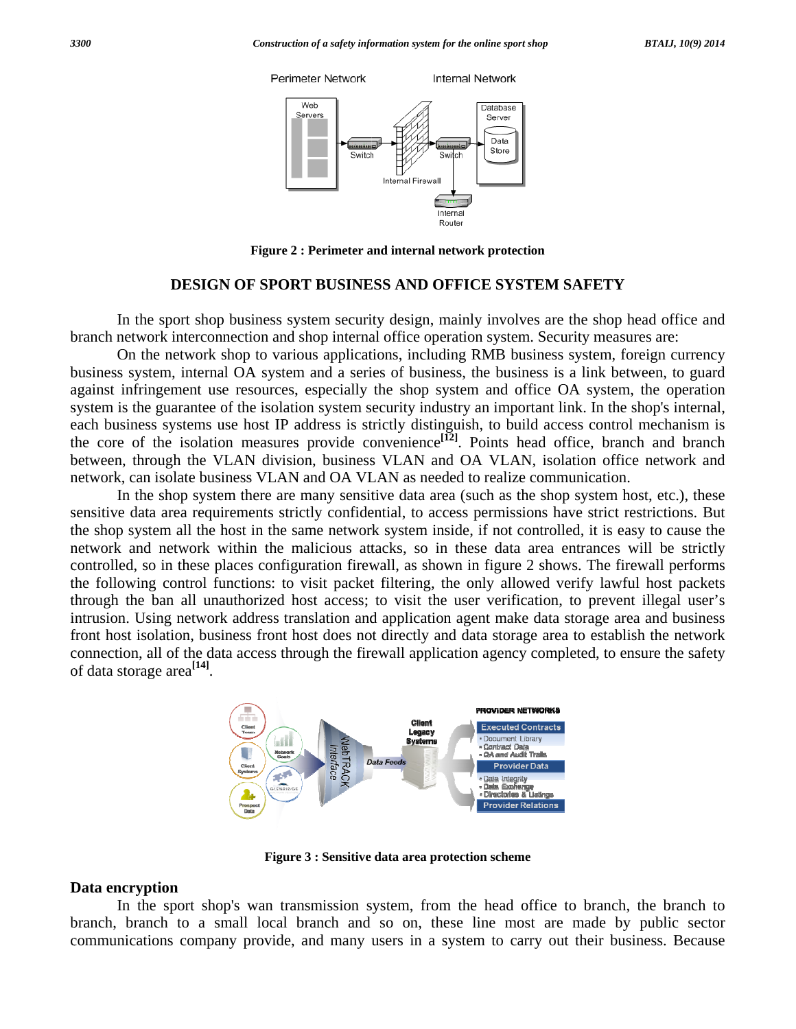Figure 2 : Perimeter and internal network protection

## DESIGN OF SPORT BUSINESS AND OFFICE SYSTEM SAFETY

In the sport shop business system security design, mainly involves are the shop head office and branch network interconnection and shop internal office operation system. Security measures are:

On the network shop to various applications, including RMB business system, foreign currency business system, internal OA system and a series of business, the business is a link between, to guard against infringement use resources, especially the shop system and office OA system, the operation system is the guarantee of the isolation system security industry an important link. In the shop's internal, each business systems use host IP address is strictly distinguish, to build access control mechanism is the core of the isolation measures provide convenience[12]. Points head office, branch and branch between, through the VLAN division, business VLAN and OA VLAN, isolation office network and network, can isolate business VLAN and OA VLAN as needed to realize communication.

In the shop system there are many sensitive data area (such as the shop system host, etc.), these sensitive data area requirements strictly confidential, to access permissions have strict restrictions. But the shop system all the host in the same network system inside, if not controlled, it is easy to cause the network and network within the malicious attacks, so in these data area entrances will be strictly controlled, so in these places configuration firewall, as shown in figure 2 shows. The firewall performs the following control functions: to visit packet filtering, the only allowed verify lawful host packets through the ban all unauthorized host access; to visit the user verification, to prevent illegal user's intrusion. Using network address translation and application agent make data storage area and business front host isolation, business front host does not directly and data storage area to establish the network connection, all of the data access through the firewall application agency completed, to ensure the safety of data storage area[14].

Figure 3 : Sensitive data area protection scheme

### Data encryption

In the sport shop's wan transmission system, from the head office to branch, the branch to branch, branch to a small local branch and so on, these line most are made by public sector communications company provide, and many users in a system to carry out their business. Because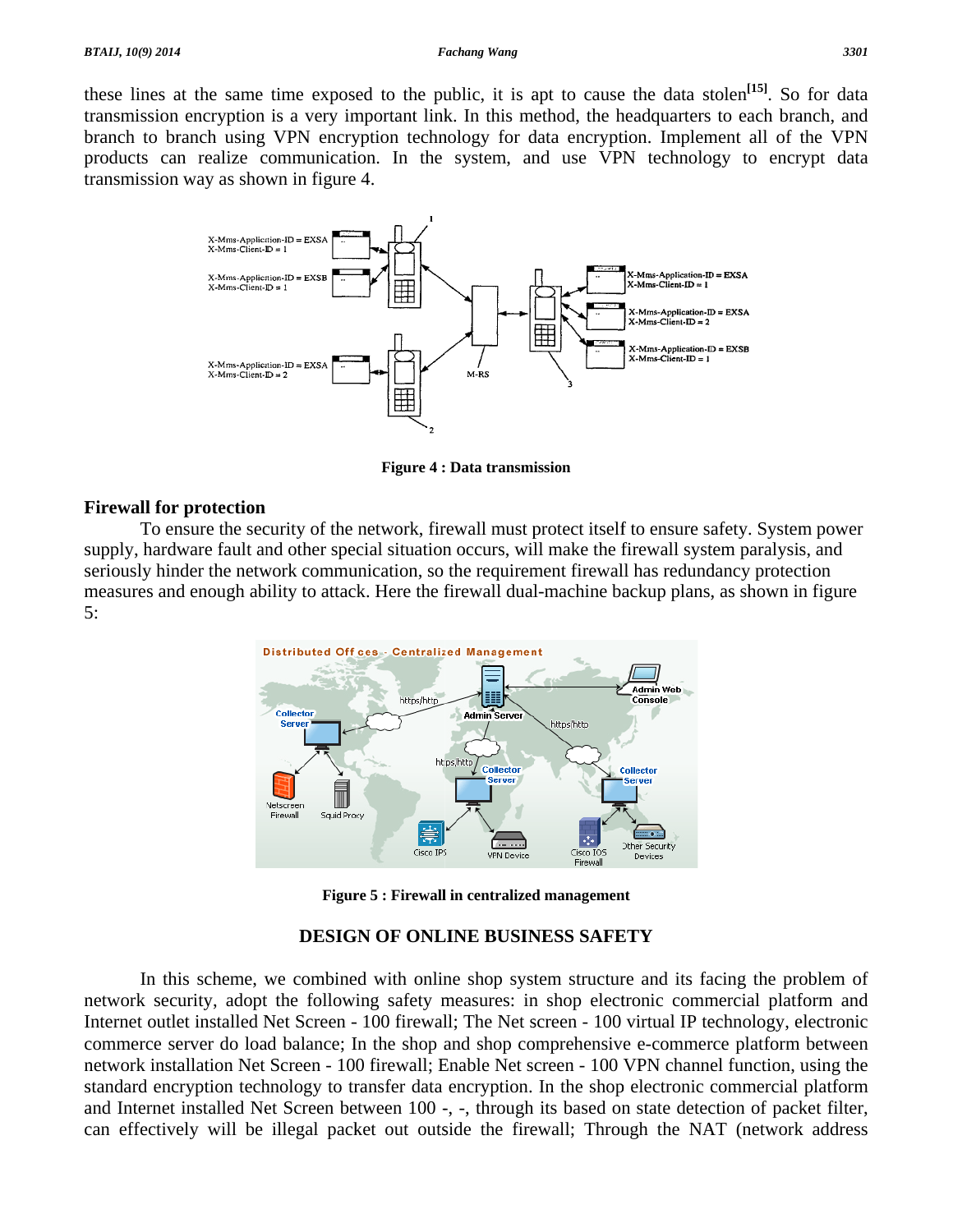these lines at the same time exposed to the public, it is apt to cause the data stolen[15]. So for data transmission encryption is a very important link. In this method, the headquarters to each branch, and branch to branch using VPN encryption technology for data encryption. Implement all of the VPN products can realize communication. In the system, and use VPN technology to encrypt data transmission way as shown in figure 4.

**Figure 4 : Data transmission**

## Firewall for protection

To ensure the security of the network, firewall must protect itself to ensure safety. System power supply, hardware fault and other special situation occurs, will make the firewall system paralysis, and seriously hinder the network communication, so the requirement firewall has redundancy protection measures and enough ability to attack. Here the firewall dual-machine backup plans, as shown in figure 5:

**Figure 5 : Firewall in centralized management**

# DESIGN OF ONLINE BUSINESS SAFETY

In this scheme, we combined with online shop system structure and its facing the problem of network security, adopt the following safety measures: in shop electronic commercial platform and Internet outlet installed Net Screen - 100 firewall; The Net screen - 100 virtual IP technology, electronic commerce server do load balance; In the shop and shop comprehensive e-commerce platform between network installation Net Screen - 100 firewall; Enable Net screen - 100 VPN channel function, using the standard encryption technology to transfer data encryption. In the shop electronic commercial platform and Internet installed Net Screen between 100 -, -, through its based on state detection of packet filter, can effectively will be illegal packet out outside the firewall; Through the NAT (network address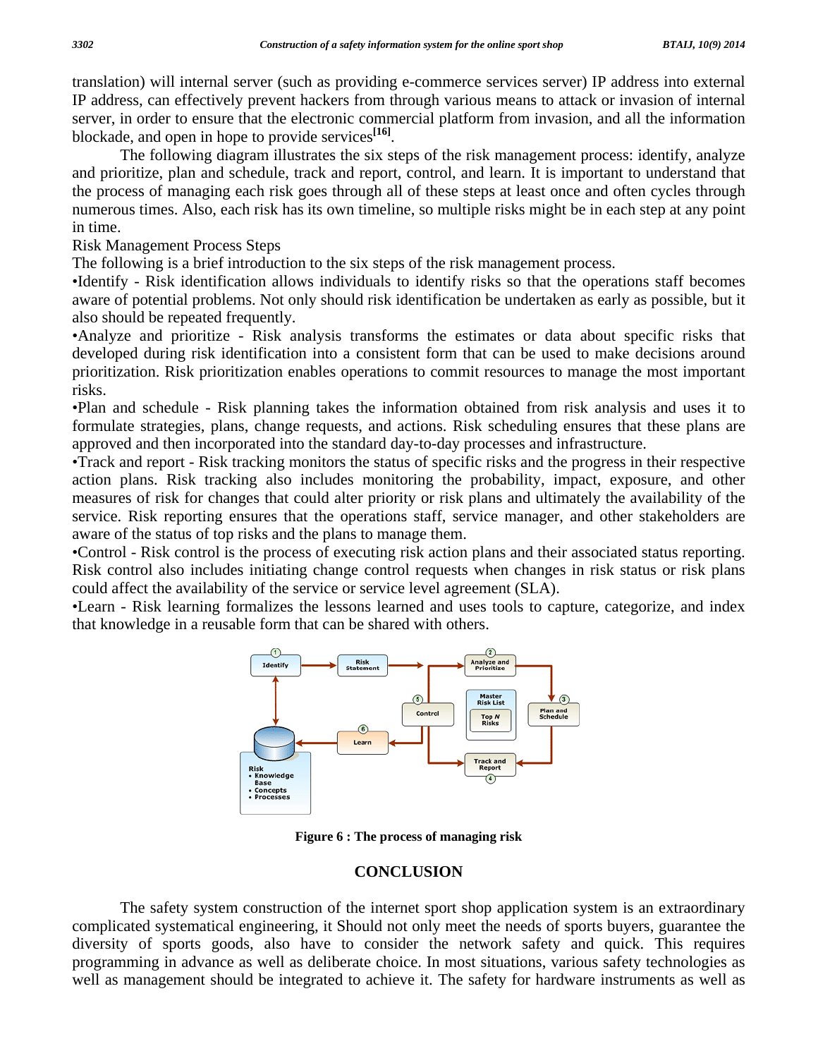translation) will internal server (such as providing e-commerce services server) IP address into external IP address, can effectively prevent hackers from through various means to attack or invasion of internal server, in order to ensure that the electronic commercial platform from invasion, and all the information blockade, and open in hope to provide services[16].

The following diagram illustrates the six steps of the risk management process: identify, analyze and prioritize, plan and schedule, track and report, control, and learn. It is important to understand that the process of managing each risk goes through all of these steps at least once and often cycles through numerous times. Also, each risk has its own timeline, so multiple risks might be in each step at any point in time.

Risk Management Process Steps

The following is a brief introduction to the six steps of the risk management process.

•Identify - Risk identification allows individuals to identify risks so that the operations staff becomes aware of potential problems. Not only should risk identification be undertaken as early as possible, but it also should be repeated frequently.

•Analyze and prioritize - Risk analysis transforms the estimates or data about specific risks that developed during risk identification into a consistent form that can be used to make decisions around prioritization. Risk prioritization enables operations to commit resources to manage the most important risks.

•Plan and schedule - Risk planning takes the information obtained from risk analysis and uses it to formulate strategies, plans, change requests, and actions. Risk scheduling ensures that these plans are approved and then incorporated into the standard day-to-day processes and infrastructure.

•Track and report - Risk tracking monitors the status of specific risks and the progress in their respective action plans. Risk tracking also includes monitoring the probability, impact, exposure, and other measures of risk for changes that could alter priority or risk plans and ultimately the availability of the service. Risk reporting ensures that the operations staff, service manager, and other stakeholders are aware of the status of top risks and the plans to manage them.

•Control - Risk control is the process of executing risk action plans and their associated status reporting. Risk control also includes initiating change control requests when changes in risk status or risk plans could affect the availability of the service or service level agreement (SLA).

•Learn - Risk learning formalizes the lessons learned and uses tools to capture, categorize, and index that knowledge in a reusable form that can be shared with others.

**Figure 6 : The process of managing risk**

## CONCLUSION

The safety system construction of the internet sport shop application system is an extraordinary complicated systematical engineering, it Should not only meet the needs of sports buyers, guarantee the diversity of sports goods, also have to consider the network safety and quick. This requires programming in advance as well as deliberate choice. In most situations, various safety technologies as well as management should be integrated to achieve it. The safety for hardware instruments as well as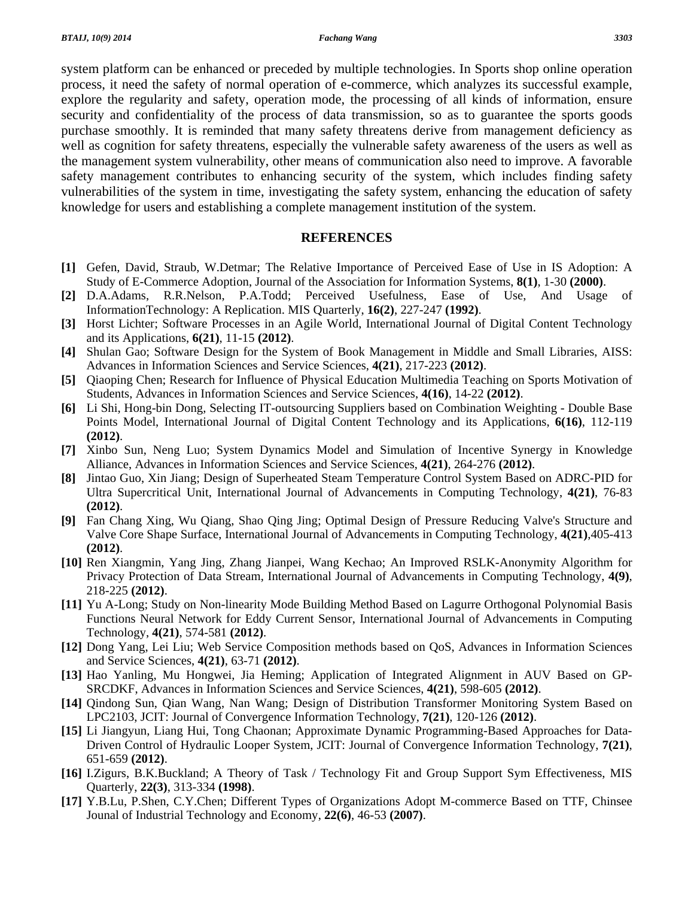system platform can be enhanced or preceded by multiple technologies. In Sports shop online operation process, it need the safety of normal operation of e-commerce, which analyzes its successful example, explore the regularity and safety, operation mode, the processing of all kinds of information, ensure security and confidentiality of the process of data transmission, so as to guarantee the sports goods purchase smoothly. It is reminded that many safety threatens derive from management deficiency as well as cognition for safety threatens, especially the vulnerable safety awareness of the users as well as the management system vulnerability, other means of communication also need to improve. A favorable safety management contributes to enhancing security of the system, which includes finding safety vulnerabilities of the system in time, investigating the safety system, enhancing the education of safety knowledge for users and establishing a complete management institution of the system.

## REFERENCES

**[1]** Gefen, David, Straub, W.Detmar; The Relative Importance of Perceived Ease of Use in IS Adoption: A Study of E-Commerce Adoption, Journal of the Association for Information Systems, **8(1)**, 1-30 **(2000)**.

**[2]** D.A.Adams, R.R.Nelson, P.A.Todd; Perceived Usefulness, Ease of Use, And Usage of InformationTechnology: A Replication. MIS Quarterly, **16(2)**, 227-247 **(1992)**.

**[3]** Horst Lichter; Software Processes in an Agile World, International Journal of Digital Content Technology and its Applications, **6(21)**, 11-15 **(2012)**.

**[4]** Shulan Gao; Software Design for the System of Book Management in Middle and Small Libraries, AISS: Advances in Information Sciences and Service Sciences, **4(21)**, 217-223 **(2012)**.

**[5]** Qiaoping Chen; Research for Influence of Physical Education Multimedia Teaching on Sports Motivation of Students, Advances in Information Sciences and Service Sciences, **4(16)**, 14-22 **(2012)**.

**[6]** Li Shi, Hong-bin Dong, Selecting IT-outsourcing Suppliers based on Combination Weighting - Double Base Points Model, International Journal of Digital Content Technology and its Applications, **6(16)**, 112-119 **(2012)**.

**[7]** Xinbo Sun, Neng Luo; System Dynamics Model and Simulation of Incentive Synergy in Knowledge Alliance, Advances in Information Sciences and Service Sciences, **4(21)**, 264-276 **(2012)**.

**[8]** Jintao Guo, Xin Jiang; Design of Superheated Steam Temperature Control System Based on ADRC-PID for Ultra Supercritical Unit, International Journal of Advancements in Computing Technology, **4(21)**, 76-83 **(2012)**.

**[9]** Fan Chang Xing, Wu Qiang, Shao Qing Jing; Optimal Design of Pressure Reducing Valve's Structure and Valve Core Shape Surface, International Journal of Advancements in Computing Technology, **4(21)**,405-413 **(2012)**.

**[10]** Ren Xiangmin, Yang Jing, Zhang Jianpei, Wang Kechao; An Improved RSLK-Anonymity Algorithm for Privacy Protection of Data Stream, International Journal of Advancements in Computing Technology, **4(9)**, 218-225 **(2012)**.

**[11]** Yu A-Long; Study on Non-linearity Mode Building Method Based on Lagurre Orthogonal Polynomial Basis Functions Neural Network for Eddy Current Sensor, International Journal of Advancements in Computing Technology, **4(21)**, 574-581 **(2012)**.

**[12]** Dong Yang, Lei Liu; Web Service Composition methods based on QoS, Advances in Information Sciences and Service Sciences, **4(21)**, 63-71 **(2012)**.

**[13]** Hao Yanling, Mu Hongwei, Jia Heming; Application of Integrated Alignment in AUV Based on GP-SRCDKF, Advances in Information Sciences and Service Sciences, **4(21)**, 598-605 **(2012)**.

**[14]** Qindong Sun, Qian Wang, Nan Wang; Design of Distribution Transformer Monitoring System Based on LPC2103, JCIT: Journal of Convergence Information Technology, **7(21)**, 120-126 **(2012)**.

**[15]** Li Jiangyun, Liang Hui, Tong Chaonan; Approximate Dynamic Programming-Based Approaches for Data-Driven Control of Hydraulic Looper System, JCIT: Journal of Convergence Information Technology, **7(21)**, 651-659 **(2012)**.

**[16]** I.Zigurs, B.K.Buckland; A Theory of Task / Technology Fit and Group Support Sym Effectiveness, MIS Quarterly, **22(3)**, 313-334 **(1998)**.

**[17]** Y.B.Lu, P.Shen, C.Y.Chen; Different Types of Organizations Adopt M-commerce Based on TTF, Chinsee Journal of Industrial Technology and Economy, **22(6)**, 46-53 **(2007)**.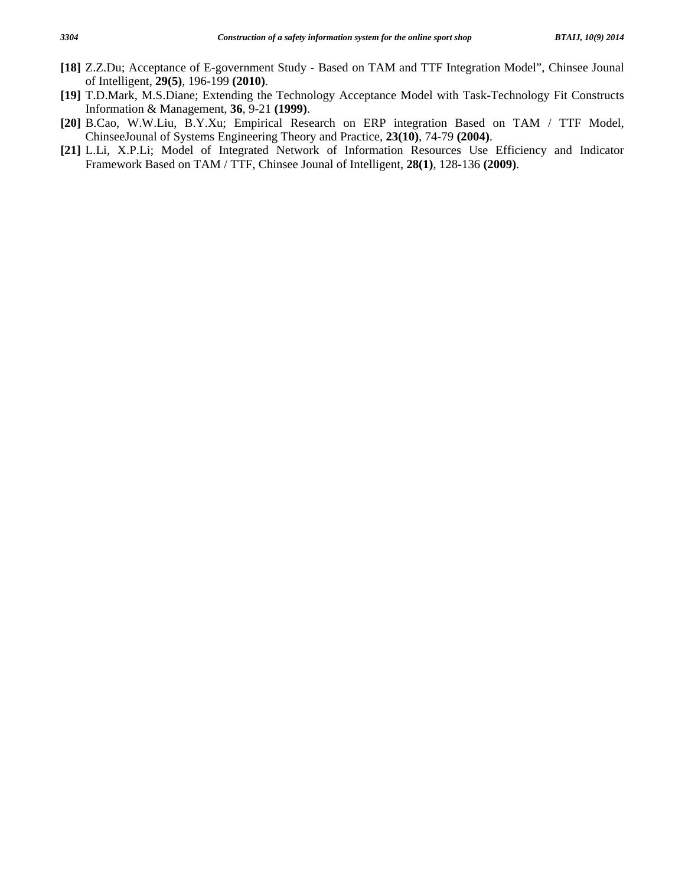**[18]** Z.Z.Du; Acceptance of E-government Study - Based on TAM and TTF Integration Model", Chinsee Jounal of Intelligent, **29(5)**, 196-199 **(2010)**.

**[19]** T.D.Mark, M.S.Diane; Extending the Technology Acceptance Model with Task-Technology Fit Constructs Information & Management, **36**, 9-21 **(1999)**.

**[20]** B.Cao, W.W.Liu, B.Y.Xu; Empirical Research on ERP integration Based on TAM / TTF Model, ChinseeJounal of Systems Engineering Theory and Practice, **23(10)**, 74-79 **(2004)**.

**[21]** L.Li, X.P.Li; Model of Integrated Network of Information Resources Use Efficiency and Indicator Framework Based on TAM / TTF, Chinsee Jounal of Intelligent, **28(1)**, 128-136 **(2009)**.